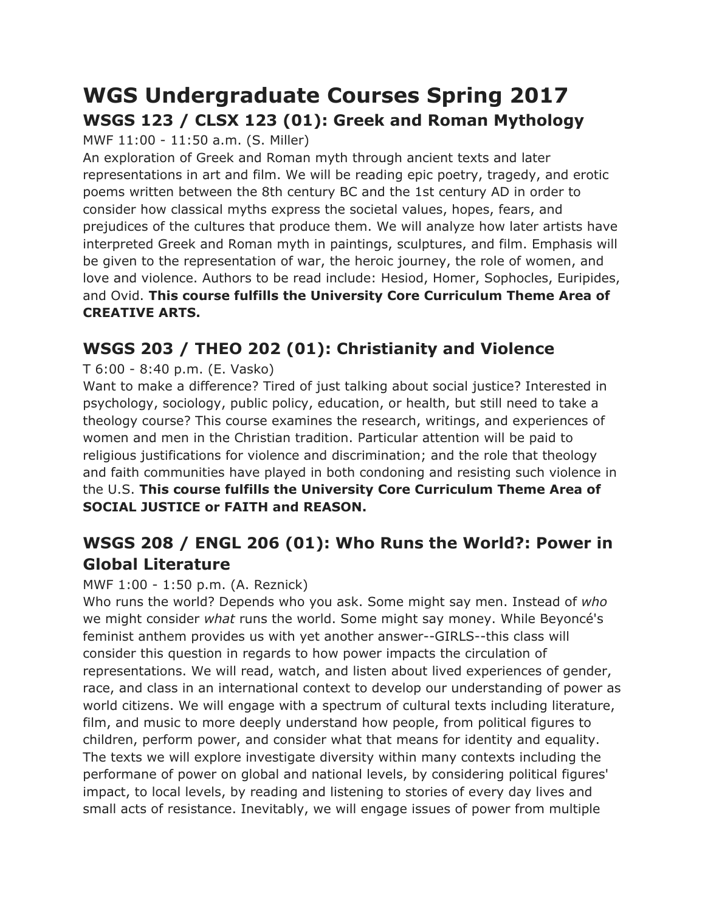# WGS Undergraduate Courses Spring 2017

## WSGS 123 / CLSX 123 (01): Greek and Roman Mythology

MWF 11:00 - 11:50 a.m. (S. Miller)

An exploration of Greek and Roman myth through ancient texts and later representations in art and film. We will be reading epic poetry, tragedy, and erotic poems written between the 8th century BC and the 1st century AD in order to consider how classical myths express the societal values, hopes, fears, and prejudices of the cultures that produce them. We will analyze how later artists have interpreted Greek and Roman myth in paintings, sculptures, and film. Emphasis will be given to the representation of war, the heroic journey, the role of women, and love and violence. Authors to be read include: Hesiod, Homer, Sophocles, Euripides, and Ovid. **This course fulfills the University Core Curriculum Theme Area of CREATIVE ARTS.**

## WSGS 203 / THEO 202 (01): Christianity and Violence

T 6:00 - 8:40 p.m. (E. Vasko)

Want to make a difference? Tired of just talking about social justice? Interested in psychology, sociology, public policy, education, or health, but still need to take a theology course? This course examines the research, writings, and experiences of women and men in the Christian tradition. Particular attention will be paid to religious justifications for violence and discrimination; and the role that theology and faith communities have played in both condoning and resisting such violence in the U.S. **This course fulfills the University Core Curriculum Theme Area of SOCIAL JUSTICE or FAITH and REASON.**

## WSGS 208 / ENGL 206 (01): Who Runs the World?: Power in Global Literature

MWF 1:00 - 1:50 p.m. (A. Reznick)

Who runs the world? Depends who you ask. Some might say men. Instead of *who* we might consider *what* runs the world. Some might say money. While Beyoncé's feminist anthem provides us with yet another answer--GIRLS--this class will consider this question in regards to how power impacts the circulation of representations. We will read, watch, and listen about lived experiences of gender, race, and class in an international context to develop our understanding of power as world citizens. We will engage with a spectrum of cultural texts including literature, film, and music to more deeply understand how people, from political figures to children, perform power, and consider what that means for identity and equality. The texts we will explore investigate diversity within many contexts including the performane of power on global and national levels, by considering political figures' impact, to local levels, by reading and listening to stories of every day lives and small acts of resistance. Inevitably, we will engage issues of power from multiple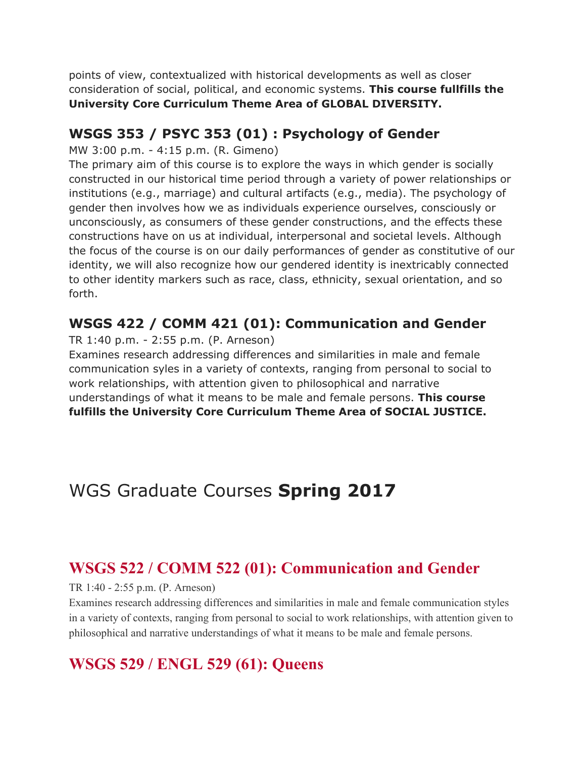points of view, contextualized with historical developments as well as closer consideration of social, political, and economic systems. **This course fullfills the University Core Curriculum Theme Area of GLOBAL DIVERSITY.**

### WSGS 353 / PSYC 353 (01) : Psychology of Gender

MW 3:00 p.m. - 4:15 p.m. (R. Gimeno)
The primary aim of this course is to explore the ways in which gender is socially constructed in our historical time period through a variety of power relationships or institutions (e.g., marriage) and cultural artifacts (e.g., media). The psychology of gender then involves how we as individuals experience ourselves, consciously or unconsciously, as consumers of these gender constructions, and the effects these constructions have on us at individual, interpersonal and societal levels. Although the focus of the course is on our daily performances of gender as constitutive of our identity, we will also recognize how our gendered identity is inextricably connected to other identity markers such as race, class, ethnicity, sexual orientation, and so forth.

### WSGS 422 / COMM 421 (01): Communication and Gender

TR 1:40 p.m. - 2:55 p.m. (P. Arneson)
Examines research addressing differences and similarities in male and female communication syles in a variety of contexts, ranging from personal to social to work relationships, with attention given to philosophical and narrative understandings of what it means to be male and female persons. **This course fulfills the University Core Curriculum Theme Area of SOCIAL JUSTICE.**

## WGS Graduate Courses **Spring 2017**

### WSGS 522 / COMM 522 (01): Communication and Gender

TR 1:40 - 2:55 p.m. (P. Arneson)
Examines research addressing differences and similarities in male and female communication styles in a variety of contexts, ranging from personal to social to work relationships, with attention given to philosophical and narrative understandings of what it means to be male and female persons.

### WSGS 529 / ENGL 529 (61): Queens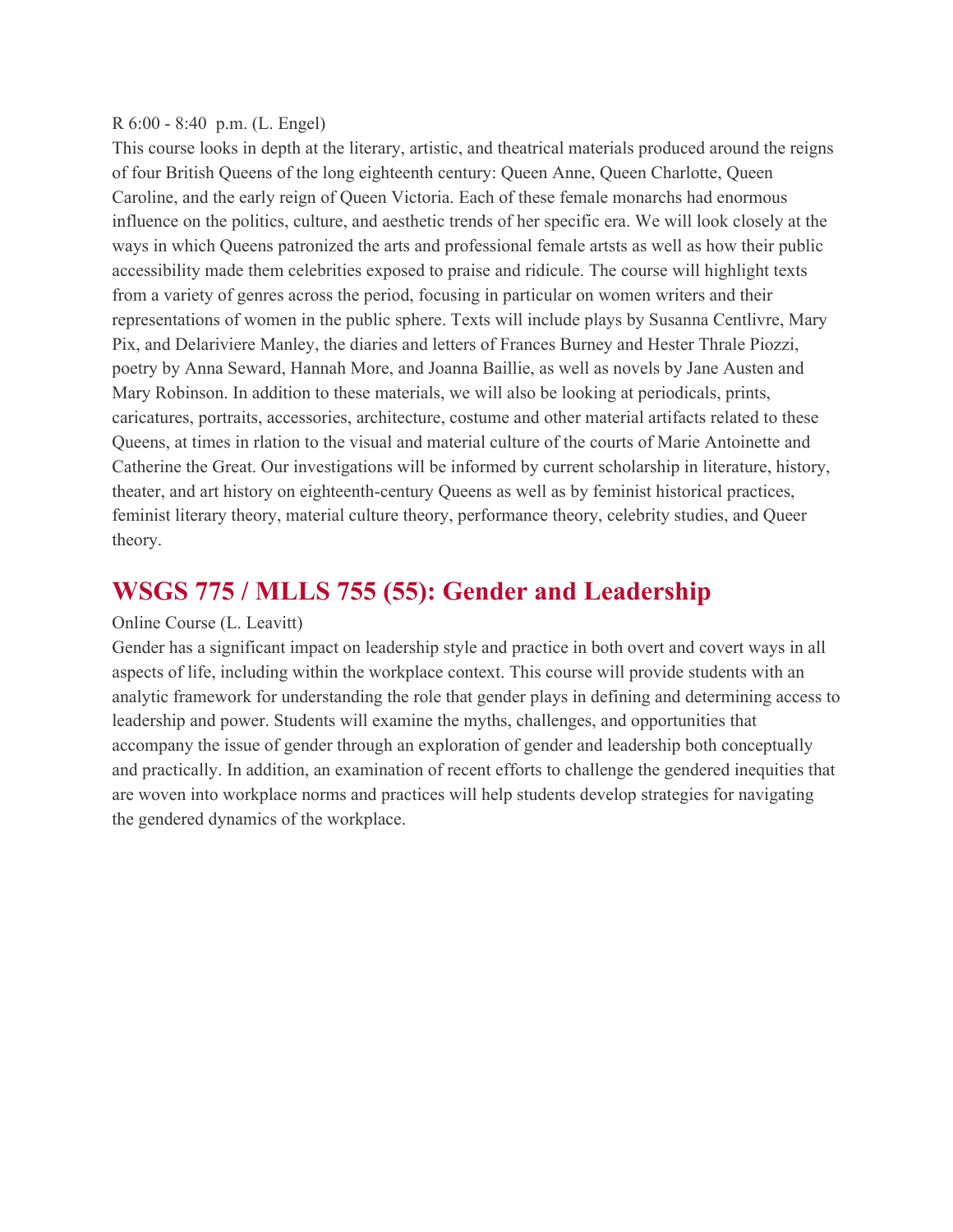R 6:00 - 8:40 p.m. (L. Engel)

This course looks in depth at the literary, artistic, and theatrical materials produced around the reigns of four British Queens of the long eighteenth century: Queen Anne, Queen Charlotte, Queen Caroline, and the early reign of Queen Victoria. Each of these female monarchs had enormous influence on the politics, culture, and aesthetic trends of her specific era. We will look closely at the ways in which Queens patronized the arts and professional female artsts as well as how their public accessibility made them celebrities exposed to praise and ridicule. The course will highlight texts from a variety of genres across the period, focusing in particular on women writers and their representations of women in the public sphere. Texts will include plays by Susanna Centlivre, Mary Pix, and Delariviere Manley, the diaries and letters of Frances Burney and Hester Thrale Piozzi, poetry by Anna Seward, Hannah More, and Joanna Baillie, as well as novels by Jane Austen and Mary Robinson. In addition to these materials, we will also be looking at periodicals, prints, caricatures, portraits, accessories, architecture, costume and other material artifacts related to these Queens, at times in rlation to the visual and material culture of the courts of Marie Antoinette and Catherine the Great. Our investigations will be informed by current scholarship in literature, history, theater, and art history on eighteenth-century Queens as well as by feminist historical practices, feminist literary theory, material culture theory, performance theory, celebrity studies, and Queer theory.

## WSGS 775 / MLLS 755 (55): Gender and Leadership

Online Course (L. Leavitt)

Gender has a significant impact on leadership style and practice in both overt and covert ways in all aspects of life, including within the workplace context. This course will provide students with an analytic framework for understanding the role that gender plays in defining and determining access to leadership and power. Students will examine the myths, challenges, and opportunities that accompany the issue of gender through an exploration of gender and leadership both conceptually and practically. In addition, an examination of recent efforts to challenge the gendered inequities that are woven into workplace norms and practices will help students develop strategies for navigating the gendered dynamics of the workplace.